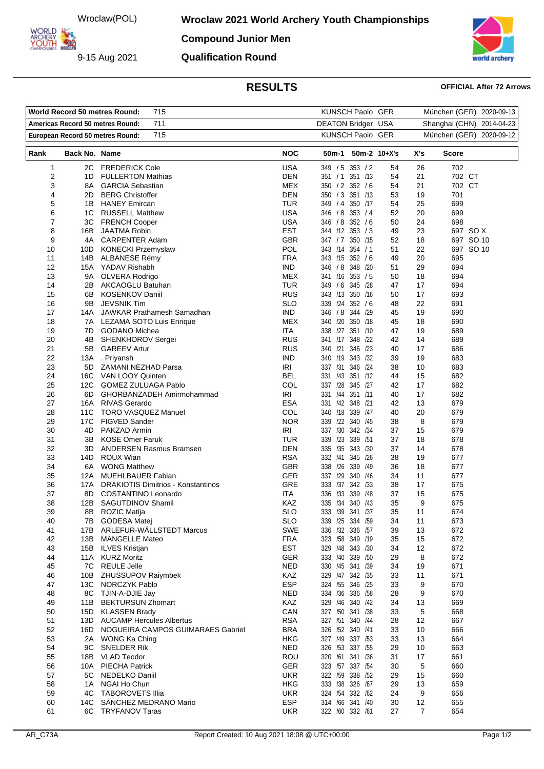Wroclaw(POL)

9-15 Aug 2021

# Wroclaw 2021 World Archery Youth Championships

## Compound Junior Men

## Qualification Round

# RESULTS

**OFFICIAL After 72 Arrows**

| | | | |
|---|---|---|---|
| **World Record 50 metres Round:** | 715 | KUNSCH Paolo GER | München (GER) 2020-09-13 |
| **Americas Record 50 metres Round:** | 711 | DEATON Bridger USA | Shanghai (CHN) 2014-04-23 |
| **European Record 50 metres Round:** | 715 | KUNSCH Paolo GER | München (GER) 2020-09-12 |

| Rank | Back No. | Name | NOC | 50m-1 | 50m-2 | 10+X's | X's | Score |
|---|---|---|---|---|---|---|---|---|
| 1 | 2C | FREDERICK Cole | USA | 349 / 5 | 353 / 2 | 54 | 26 | 702 |
| 2 | 1D | FULLERTON Mathias | DEN | 351 / 1 | 351 /13 | 54 | 21 | 702 CT |
| 3 | 8A | GARCIA Sebastian | MEX | 350 / 2 | 352 / 6 | 54 | 21 | 702 CT |
| 4 | 2D | BERG Christoffer | DEN | 350 / 3 | 351 /13 | 53 | 19 | 701 |
| 5 | 1B | HANEY Emircan | TUR | 349 / 4 | 350 /17 | 54 | 25 | 699 |
| 6 | 1C | RUSSELL Matthew | USA | 346 / 8 | 353 / 4 | 52 | 20 | 699 |
| 7 | 3C | FRENCH Cooper | USA | 346 / 8 | 352 / 6 | 50 | 24 | 698 |
| 8 | 16B | JAATMA Robin | EST | 344 /12 | 353 / 3 | 49 | 23 | 697 SO X |
| 9 | 4A | CARPENTER Adam | GBR | 347 / 7 | 350 /15 | 52 | 18 | 697 SO 10 |
| 10 | 10D | KONECKI Przemyslaw | POL | 343 /14 | 354 / 1 | 51 | 22 | 697 SO 10 |
| 11 | 14B | ALBANESE Rémy | FRA | 343 /15 | 352 / 6 | 49 | 20 | 695 |
| 12 | 15A | YADAV Rishabh | IND | 346 / 8 | 348 /20 | 51 | 29 | 694 |
| 13 | 9A | OLVERA Rodrigo | MEX | 341 /16 | 353 / 5 | 50 | 18 | 694 |
| 14 | 2B | AKCAOGLU Batuhan | TUR | 349 / 6 | 345 /28 | 47 | 17 | 694 |
| 15 | 6B | KOSENKOV Daniil | RUS | 343 /13 | 350 /16 | 50 | 17 | 693 |
| 16 | 9B | JEVSNIK Tim | SLO | 339 /24 | 352 / 6 | 48 | 22 | 691 |
| 17 | 14A | JAWKAR Prathamesh Samadhan | IND | 346 / 8 | 344 /29 | 45 | 19 | 690 |
| 18 | 7A | LEZAMA SOTO Luis Enrique | MEX | 340 /20 | 350 /18 | 45 | 18 | 690 |
| 19 | 7D | GODANO Michea | ITA | 338 /27 | 351 /10 | 47 | 19 | 689 |
| 20 | 4B | SHENKHOROV Sergei | RUS | 341 /17 | 348 /22 | 42 | 14 | 689 |
| 21 | 5B | GAREEV Artur | RUS | 340 /21 | 346 /23 | 40 | 17 | 686 |
| 22 | 13A | . Priyansh | IND | 340 /19 | 343 /32 | 39 | 19 | 683 |
| 23 | 5D | ZAMANI NEZHAD Parsa | IRI | 337 /31 | 346 /24 | 38 | 10 | 683 |
| 24 | 16C | VAN LOOY Quinten | BEL | 331 /43 | 351 /12 | 44 | 15 | 682 |
| 25 | 12C | GOMEZ ZULUAGA Pablo | COL | 337 /28 | 345 /27 | 42 | 17 | 682 |
| 26 | 6D | GHORBANZADEH Amirmohammad | IRI | 331 /44 | 351 /11 | 40 | 17 | 682 |
| 27 | 16A | RIVAS Gerardo | ESA | 331 /42 | 348 /21 | 42 | 13 | 679 |
| 28 | 11C | TORO VASQUEZ Manuel | COL | 340 /18 | 339 /47 | 40 | 20 | 679 |
| 29 | 17C | FIGVED Sander | NOR | 339 /22 | 340 /45 | 38 | 8 | 679 |
| 30 | 4D | PAKZAD Armin | IRI | 337 /30 | 342 /34 | 37 | 15 | 679 |
| 31 | 3B | KOSE Omer Faruk | TUR | 339 /23 | 339 /51 | 37 | 18 | 678 |
| 32 | 3D | ANDERSEN Rasmus Bramsen | DEN | 335 /35 | 343 /30 | 37 | 14 | 678 |
| 33 | 14D | ROUX Wian | RSA | 332 /41 | 345 /26 | 38 | 19 | 677 |
| 34 | 6A | WONG Matthew | GBR | 338 /26 | 339 /49 | 36 | 18 | 677 |
| 35 | 12A | MUEHLBAUER Fabian | GER | 337 /29 | 340 /46 | 34 | 11 | 677 |
| 36 | 17A | DRAKIOTIS Dimitrios - Konstantinos | GRE | 333 /37 | 342 /33 | 38 | 17 | 675 |
| 37 | 8D | COSTANTINO Leonardo | ITA | 336 /33 | 339 /48 | 37 | 15 | 675 |
| 38 | 12B | SAGUTDINOV Shamil | KAZ | 335 /34 | 340 /43 | 35 | 9 | 675 |
| 39 | 8B | ROZIC Matija | SLO | 333 /39 | 341 /37 | 35 | 11 | 674 |
| 40 | 7B | GODESA Matej | SLO | 339 /25 | 334 /59 | 34 | 11 | 673 |
| 41 | 17B | ARLEFUR-WÄLLSTEDT Marcus | SWE | 336 /32 | 336 /57 | 39 | 13 | 672 |
| 42 | 13B | MANGELLE Mateo | FRA | 323 /58 | 349 /19 | 35 | 15 | 672 |
| 43 | 15B | ILVES Kristjan | EST | 329 /48 | 343 /30 | 34 | 12 | 672 |
| 44 | 11A | KURZ Moritz | GER | 333 /40 | 339 /50 | 29 | 8 | 672 |
| 45 | 7C | REULE Jelle | NED | 330 /45 | 341 /39 | 34 | 19 | 671 |
| 46 | 10B | ZHUSSUPOV Raiymbek | KAZ | 329 /47 | 342 /35 | 33 | 11 | 671 |
| 47 | 13C | NORCZYK Pablo | ESP | 324 /55 | 346 /25 | 33 | 9 | 670 |
| 48 | 8C | TJIN-A-DJIE Jay | NED | 334 /36 | 336 /58 | 28 | 9 | 670 |
| 49 | 11B | BEKTURSUN Zhomart | KAZ | 329 /46 | 340 /42 | 34 | 13 | 669 |
| 50 | 15D | KLASSEN Brady | CAN | 327 /50 | 341 /38 | 33 | 5 | 668 |
| 51 | 13D | AUCAMP Hercules Albertus | RSA | 327 /51 | 340 /44 | 28 | 12 | 667 |
| 52 | 16D | NOGUEIRA CAMPOS GUIMARAES Gabriel | BRA | 326 /52 | 340 /41 | 33 | 10 | 666 |
| 53 | 2A | WONG Ka Ching | HKG | 327 /49 | 337 /53 | 33 | 13 | 664 |
| 54 | 9C | SNELDER Rik | NED | 326 /53 | 337 /55 | 29 | 10 | 663 |
| 55 | 18B | VLAD Teodor | ROU | 320 /61 | 341 /36 | 31 | 17 | 661 |
| 56 | 10A | PIECHA Patrick | GER | 323 /57 | 337 /54 | 30 | 5 | 660 |
| 57 | 5C | NEDELKO Daniil | UKR | 322 /59 | 338 /52 | 29 | 15 | 660 |
| 58 | 1A | NGAI Ho Chun | HKG | 333 /38 | 326 /67 | 29 | 13 | 659 |
| 59 | 4C | TABOROVETS Illia | UKR | 324 /54 | 332 /62 | 24 | 9 | 656 |
| 60 | 14C | SÁNCHEZ MEDRANO Mario | ESP | 314 /66 | 341 /40 | 30 | 12 | 655 |
| 61 | 6C | TRYFANOV Taras | UKR | 322 /60 | 332 /61 | 27 | 7 | 654 |

AR_C73A    Report Created: 10 Aug 2021 18:08 @ UTC+00:00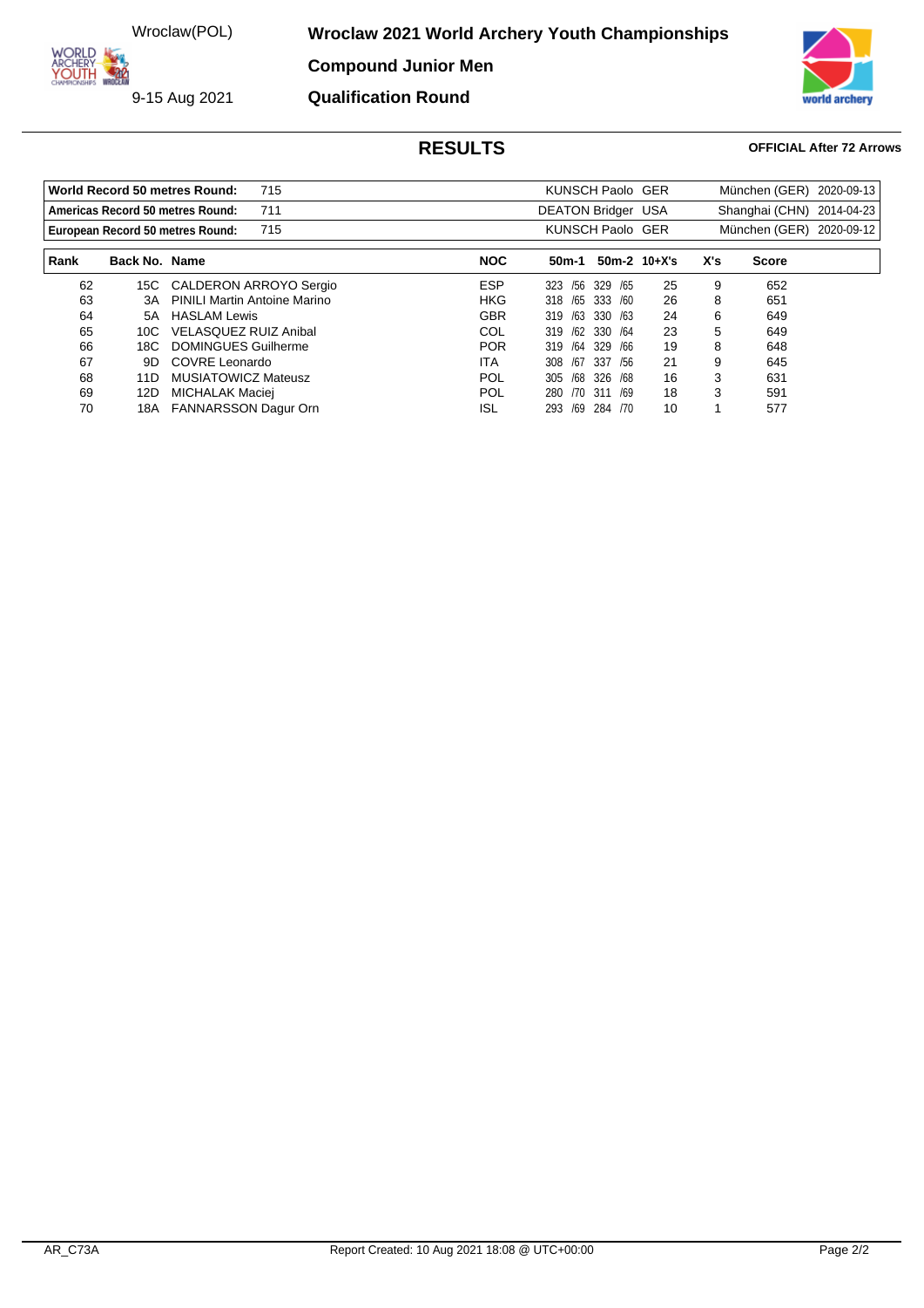Wroclaw(POL)

9-15 Aug 2021

**Wroclaw 2021 World Archery Youth Championships**

**Compound Junior Men**

**Qualification Round**

## RESULTS

**OFFICIAL After 72 Arrows**

| | | | | |
|---|---|---|---|---|
| **World Record 50 metres Round:** | 715 | KUNSCH Paolo GER | München (GER) | 2020-09-13 |
| **Americas Record 50 metres Round:** | 711 | DEATON Bridger USA | Shanghai (CHN) | 2014-04-23 |
| **European Record 50 metres Round:** | 715 | KUNSCH Paolo GER | München (GER) | 2020-09-12 |

| Rank | Back No. | Name | NOC | 50m-1 | 50m-2 | 10+X's | X's | Score |
|---|---|---|---|---|---|---|---|---|
| 62 | 15C | CALDERON ARROYO Sergio | ESP | 323 /56 | 329 /65 | 25 | 9 | 652 |
| 63 | 3A | PINILI Martin Antoine Marino | HKG | 318 /65 | 333 /60 | 26 | 8 | 651 |
| 64 | 5A | HASLAM Lewis | GBR | 319 /63 | 330 /63 | 24 | 6 | 649 |
| 65 | 10C | VELASQUEZ RUIZ Anibal | COL | 319 /62 | 330 /64 | 23 | 5 | 649 |
| 66 | 18C | DOMINGUES Guilherme | POR | 319 /64 | 329 /66 | 19 | 8 | 648 |
| 67 | 9D | COVRE Leonardo | ITA | 308 /67 | 337 /56 | 21 | 9 | 645 |
| 68 | 11D | MUSIATOWICZ Mateusz | POL | 305 /68 | 326 /68 | 16 | 3 | 631 |
| 69 | 12D | MICHALAK Maciej | POL | 280 /70 | 311 /69 | 18 | 3 | 591 |
| 70 | 18A | FANNARSSON Dagur Orn | ISL | 293 /69 | 284 /70 | 10 | 1 | 577 |

AR_C73A Report Created: 10 Aug 2021 18:08 @ UTC+00:00